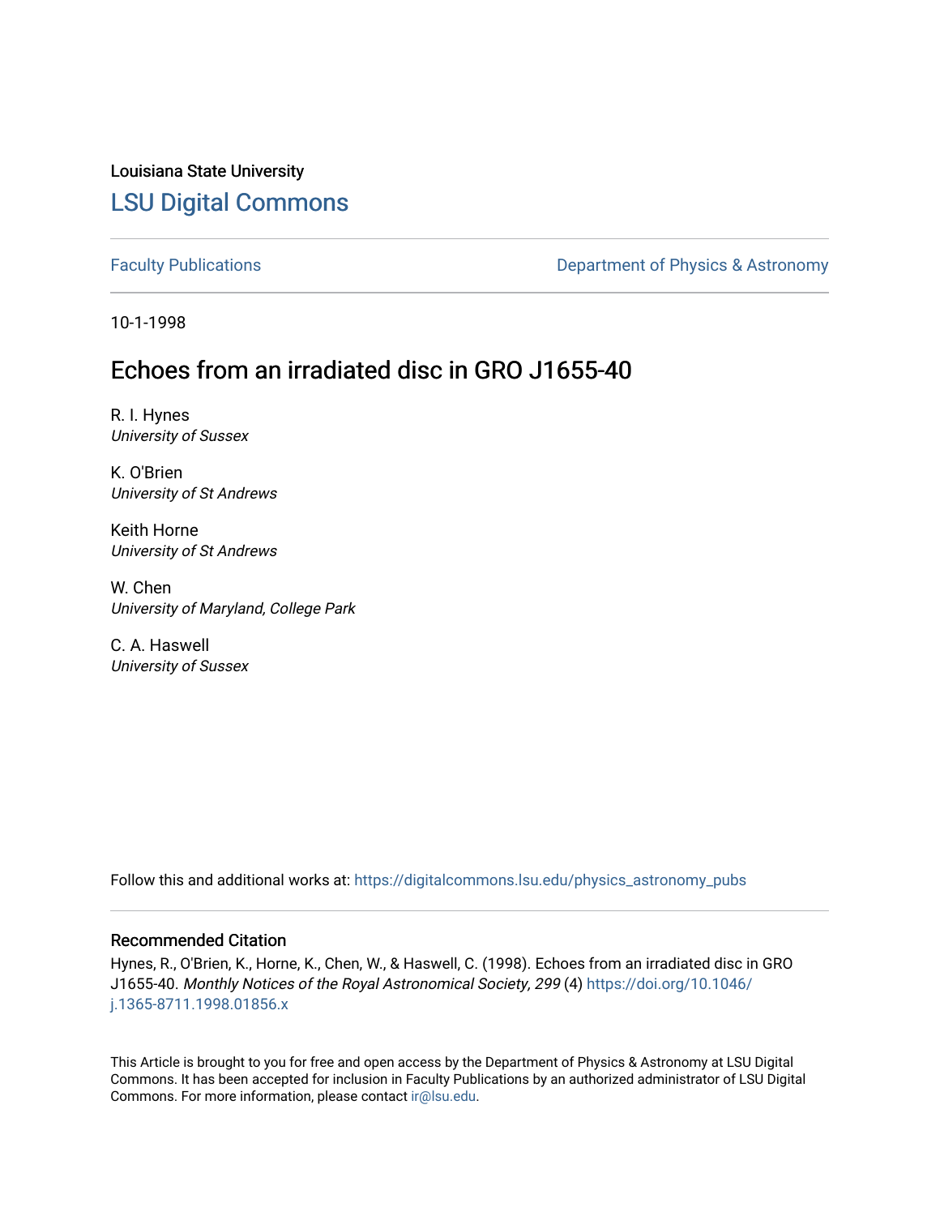Louisiana State University

# LSU Digital Commons

Faculty Publications | Department of Physics & Astronomy

10-1-1998

## Echoes from an irradiated disc in GRO J1655-40

R. I. Hynes
*University of Sussex*

K. O'Brien
*University of St Andrews*

Keith Horne
*University of St Andrews*

W. Chen
*University of Maryland, College Park*

C. A. Haswell
*University of Sussex*

Follow this and additional works at: https://digitalcommons.lsu.edu/physics_astronomy_pubs

### Recommended Citation

Hynes, R., O'Brien, K., Horne, K., Chen, W., & Haswell, C. (1998). Echoes from an irradiated disc in GRO J1655-40. *Monthly Notices of the Royal Astronomical Society, 299* (4) https://doi.org/10.1046/j.1365-8711.1998.01856.x

This Article is brought to you for free and open access by the Department of Physics & Astronomy at LSU Digital Commons. It has been accepted for inclusion in Faculty Publications by an authorized administrator of LSU Digital Commons. For more information, please contact ir@lsu.edu.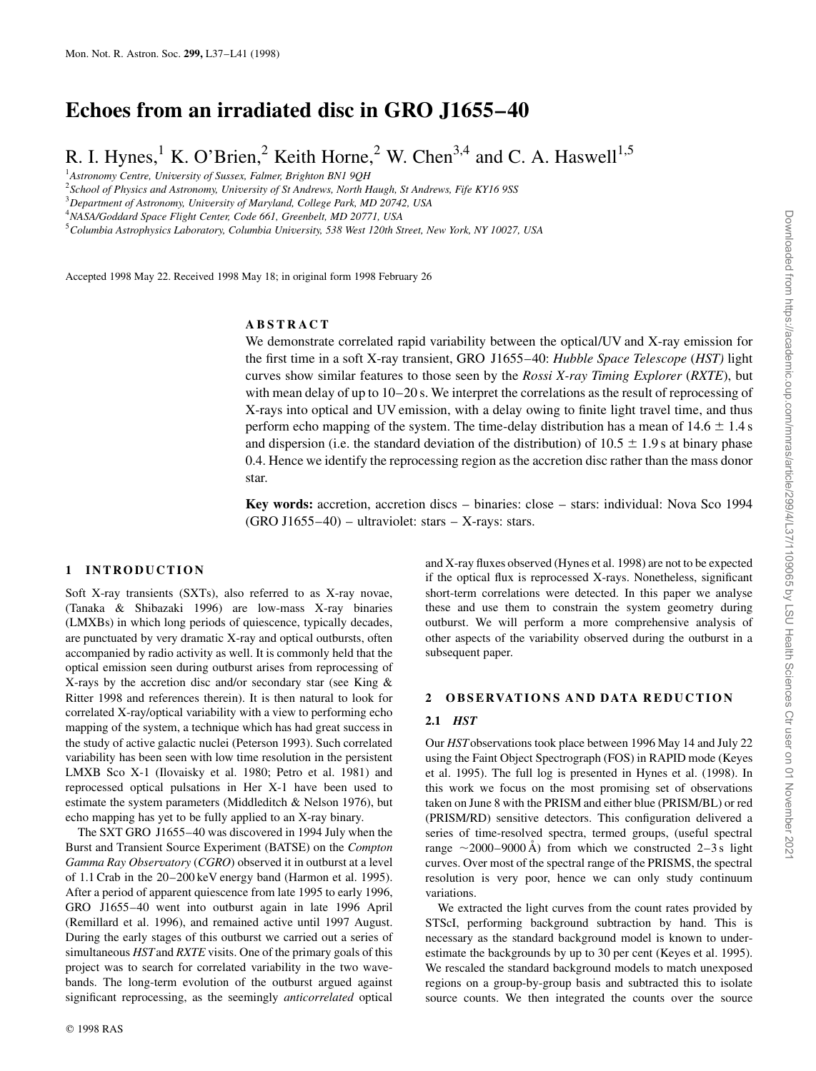# Echoes from an irradiated disc in GRO J1655–40

R. I. Hynes,[1] K. O'Brien,[2] Keith Horne,[2] W. Chen[3,4] and C. A. Haswell[1,5]

[1]*Astronomy Centre, University of Sussex, Falmer, Brighton BN1 9QH*
[2]*School of Physics and Astronomy, University of St Andrews, North Haugh, St Andrews, Fife KY16 9SS*
[3]*Department of Astronomy, University of Maryland, College Park, MD 20742, USA*
[4]*NASA/Goddard Space Flight Center, Code 661, Greenbelt, MD 20771, USA*
[5]*Columbia Astrophysics Laboratory, Columbia University, 538 West 120th Street, New York, NY 10027, USA*

Accepted 1998 May 22. Received 1998 May 18; in original form 1998 February 26

## ABSTRACT

We demonstrate correlated rapid variability between the optical/UV and X-ray emission for the first time in a soft X-ray transient, GRO J1655–40: *Hubble Space Telescope* (*HST*) light curves show similar features to those seen by the *Rossi X-ray Timing Explorer* (*RXTE*), but with mean delay of up to 10–20 s. We interpret the correlations as the result of reprocessing of X-rays into optical and UV emission, with a delay owing to finite light travel time, and thus perform echo mapping of the system. The time-delay distribution has a mean of $14.6 \pm 1.4$ s and dispersion (i.e. the standard deviation of the distribution) of $10.5 \pm 1.9$ s at binary phase 0.4. Hence we identify the reprocessing region as the accretion disc rather than the mass donor star.

**Key words:** accretion, accretion discs – binaries: close – stars: individual: Nova Sco 1994 (GRO J1655–40) – ultraviolet: stars – X-rays: stars.

## 1 INTRODUCTION

Soft X-ray transients (SXTs), also referred to as X-ray novae, (Tanaka & Shibazaki 1996) are low-mass X-ray binaries (LMXBs) in which long periods of quiescence, typically decades, are punctuated by very dramatic X-ray and optical outbursts, often accompanied by radio activity as well. It is commonly held that the optical emission seen during outburst arises from reprocessing of X-rays by the accretion disc and/or secondary star (see King & Ritter 1998 and references therein). It is then natural to look for correlated X-ray/optical variability with a view to performing echo mapping of the system, a technique which has had great success in the study of active galactic nuclei (Peterson 1993). Such correlated variability has been seen with low time resolution in the persistent LMXB Sco X-1 (Ilovaisky et al. 1980; Petro et al. 1981) and reprocessed optical pulsations in Her X-1 have been used to estimate the system parameters (Middleditch & Nelson 1976), but echo mapping has yet to be fully applied to an X-ray binary.

The SXT GRO J1655–40 was discovered in 1994 July when the Burst and Transient Source Experiment (BATSE) on the *Compton Gamma Ray Observatory* (*CGRO*) observed it in outburst at a level of 1.1 Crab in the 20–200 keV energy band (Harmon et al. 1995). After a period of apparent quiescence from late 1995 to early 1996, GRO J1655–40 went into outburst again in late 1996 April (Remillard et al. 1996), and remained active until 1997 August. During the early stages of this outburst we carried out a series of simultaneous *HST* and *RXTE* visits. One of the primary goals of this project was to search for correlated variability in the two wavebands. The long-term evolution of the outburst argued against significant reprocessing, as the seemingly *anticorrelated* optical and X-ray fluxes observed (Hynes et al. 1998) are not to be expected if the optical flux is reprocessed X-rays. Nonetheless, significant short-term correlations were detected. In this paper we analyse these and use them to constrain the system geometry during outburst. We will perform a more comprehensive analysis of other aspects of the variability observed during the outburst in a subsequent paper.

## 2 OBSERVATIONS AND DATA REDUCTION

### 2.1 *HST*

Our *HST* observations took place between 1996 May 14 and July 22 using the Faint Object Spectrograph (FOS) in RAPID mode (Keyes et al. 1995). The full log is presented in Hynes et al. (1998). In this work we focus on the most promising set of observations taken on June 8 with the PRISM and either blue (PRISM/BL) or red (PRISM/RD) sensitive detectors. This configuration delivered a series of time-resolved spectra, termed groups, (useful spectral range ~2000–9000 Å) from which we constructed 2–3 s light curves. Over most of the spectral range of the PRISMS, the spectral resolution is very poor, hence we can only study continuum variations.

We extracted the light curves from the count rates provided by STScI, performing background subtraction by hand. This is necessary as the standard background model is known to underestimate the backgrounds by up to 30 per cent (Keyes et al. 1995). We rescaled the standard background models to match unexposed regions on a group-by-group basis and subtracted this to isolate source counts. We then integrated the counts over the source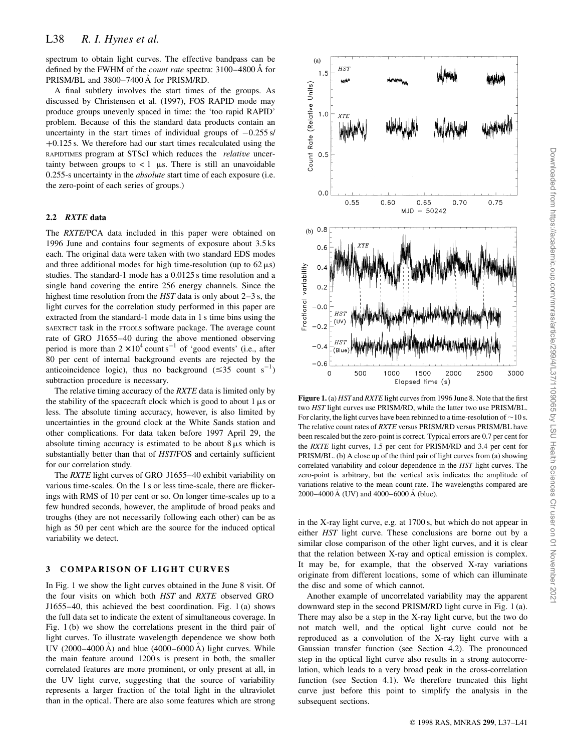spectrum to obtain light curves. The effective bandpass can be defined by the FWHM of the *count rate* spectra: 3100–4800 Å for PRISM/BL and 3800–7400 Å for PRISM/RD.

A final subtlety involves the start times of the groups. As discussed by Christensen et al. (1997), FOS RAPID mode may produce groups unevenly spaced in time: the 'too rapid RAPID' problem. Because of this the standard data products contain an uncertainty in the start times of individual groups of −0.255 s/+0.125 s. We therefore had our start times recalculated using the RAPIDTIMES program at STScI which reduces the *relative* uncertainty between groups to < 1 μs. There is still an unavoidable 0.255-s uncertainty in the *absolute* start time of each exposure (i.e. the zero-point of each series of groups.)

### 2.2 *RXTE* data

The *RXTE*/PCA data included in this paper were obtained on 1996 June and contains four segments of exposure about 3.5 ks each. The original data were taken with two standard EDS modes and three additional modes for high time-resolution (up to 62 μs) studies. The standard-1 mode has a 0.0125 s time resolution and a single band covering the entire 256 energy channels. Since the highest time resolution from the *HST* data is only about 2–3 s, the light curves for the correlation study performed in this paper are extracted from the standard-1 mode data in 1 s time bins using the SAEXTRCT task in the FTOOLS software package. The average count rate of GRO J1655–40 during the above mentioned observing period is more than $2 \times 10^4$ count s$^{-1}$ of 'good events' (i.e., after 80 per cent of internal background events are rejected by the anticoincidence logic), thus no background ($\leq$35 count s$^{-1}$) subtraction procedure is necessary.

The relative timing accuracy of the *RXTE* data is limited only by the stability of the spacecraft clock which is good to about 1 μs or less. The absolute timing accuracy, however, is also limited by uncertainties in the ground clock at the White Sands station and other complications. For data taken before 1997 April 29, the absolute timing accuracy is estimated to be about 8 μs which is substantially better than that of *HST*/FOS and certainly sufficient for our correlation study.

The *RXTE* light curves of GRO J1655–40 exhibit variability on various time-scales. On the 1 s or less time-scale, there are flickerings with RMS of 10 per cent or so. On longer time-scales up to a few hundred seconds, however, the amplitude of broad peaks and troughs (they are not necessarily following each other) can be as high as 50 per cent which are the source for the induced optical variability we detect.

## 3 COMPARISON OF LIGHT CURVES

In Fig. 1 we show the light curves obtained in the June 8 visit. Of the four visits on which both *HST* and *RXTE* observed GRO J1655–40, this achieved the best coordination. Fig. 1 (a) shows the full data set to indicate the extent of simultaneous coverage. In Fig. 1 (b) we show the correlations present in the third pair of light curves. To illustrate wavelength dependence we show both UV (2000–4000 Å) and blue (4000–6000 Å) light curves. While the main feature around 1200 s is present in both, the smaller correlated features are more prominent, or only present at all, in the UV light curve, suggesting that the source of variability represents a larger fraction of the total light in the ultraviolet than in the optical. There are also some features which are strong in the X-ray light curve, e.g. at 1700 s, but which do not appear in either *HST* light curve. These conclusions are borne out by a similar close comparison of the other light curves, and it is clear that the relation between X-ray and optical emission is complex. It may be, for example, that the observed X-ray variations originate from different locations, some of which can illuminate the disc and some of which cannot.

Another example of uncorrelated variability may the apparent downward step in the second PRISM/RD light curve in Fig. 1 (a). There may also be a step in the X-ray light curve, but the two do not match well, and the optical light curve could not be reproduced as a convolution of the X-ray light curve with a Gaussian transfer function (see Section 4.2). The pronounced step in the optical light curve also results in a strong autocorrelation, which leads to a very broad peak in the cross-correlation function (see Section 4.1). We therefore truncated this light curve just before this point to simplify the analysis in the subsequent sections.

**Figure 1.** (a) *HST* and *RXTE* light curves from 1996 June 8. Note that the first two *HST* light curves use PRISM/RD, while the latter two use PRISM/BL. For clarity, the light curves have been rebinned to a time-resolution of ~10 s. The relative count rates of *RXTE* versus PRISM/RD versus PRISM/BL have been rescaled but the zero-point is correct. Typical errors are 0.7 per cent for the *RXTE* light curves, 1.5 per cent for PRISM/RD and 3.4 per cent for PRISM/BL. (b) A close up of the third pair of light curves from (a) showing correlated variability and colour dependence in the *HST* light curves. The zero-point is arbitrary, but the vertical axis indicates the amplitude of variations relative to the mean count rate. The wavelengths compared are 2000–4000 Å (UV) and 4000–6000 Å (blue).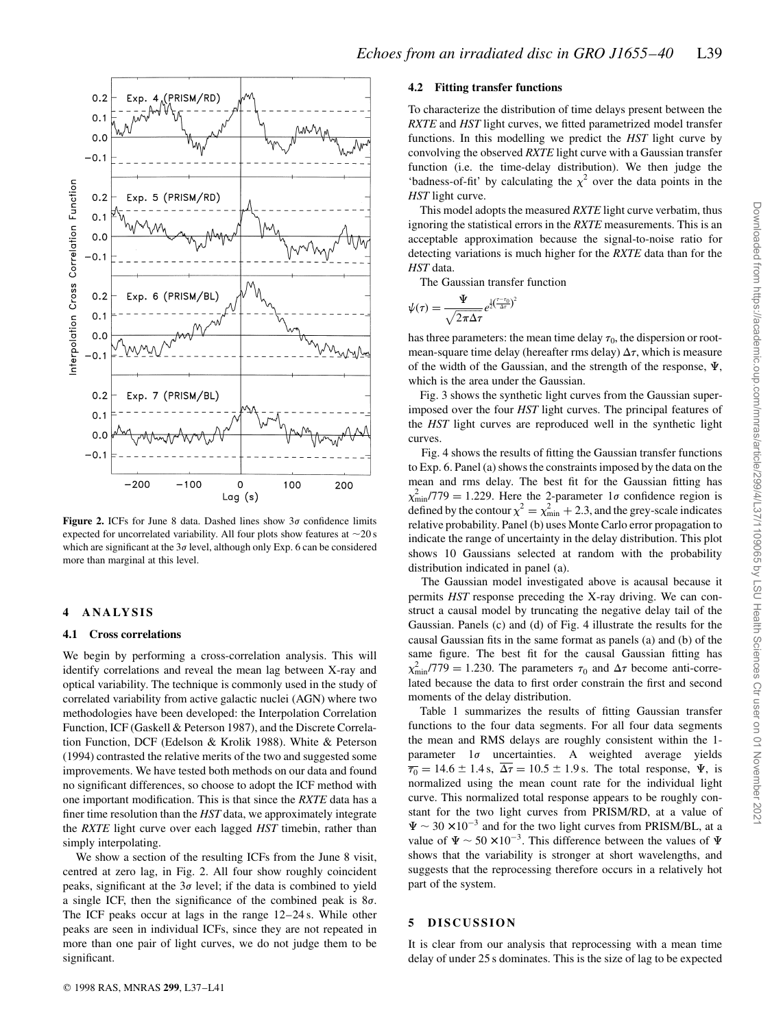**Figure 2.** ICFs for June 8 data. Dashed lines show $3\sigma$ confidence limits expected for uncorrelated variability. All four plots show features at $\sim$20 s which are significant at the $3\sigma$ level, although only Exp. 6 can be considered more than marginal at this level.

## 4 ANALYSIS

### 4.1 Cross correlations

We begin by performing a cross-correlation analysis. This will identify correlations and reveal the mean lag between X-ray and optical variability. The technique is commonly used in the study of correlated variability from active galactic nuclei (AGN) where two methodologies have been developed: the Interpolation Correlation Function, ICF (Gaskell & Peterson 1987), and the Discrete Correlation Function, DCF (Edelson & Krolik 1988). White & Peterson (1994) contrasted the relative merits of the two and suggested some improvements. We have tested both methods on our data and found no significant differences, so choose to adopt the ICF method with one important modification. This is that since the *RXTE* data has a finer time resolution than the *HST* data, we approximately integrate the *RXTE* light curve over each lagged *HST* timebin, rather than simply interpolating.

We show a section of the resulting ICFs from the June 8 visit, centred at zero lag, in Fig. 2. All four show roughly coincident peaks, significant at the $3\sigma$ level; if the data is combined to yield a single ICF, then the significance of the combined peak is $8\sigma$. The ICF peaks occur at lags in the range 12–24 s. While other peaks are seen in individual ICFs, since they are not repeated in more than one pair of light curves, we do not judge them to be significant.

### 4.2 Fitting transfer functions

To characterize the distribution of time delays present between the *RXTE* and *HST* light curves, we fitted parametrized model transfer functions. In this modelling we predict the *HST* light curve by convolving the observed *RXTE* light curve with a Gaussian transfer function (i.e. the time-delay distribution). We then judge the 'badness-of-fit' by calculating the $\chi^2$ over the data points in the *HST* light curve.

This model adopts the measured *RXTE* light curve verbatim, thus ignoring the statistical errors in the *RXTE* measurements. This is an acceptable approximation because the signal-to-noise ratio for detecting variations is much higher for the *RXTE* data than for the *HST* data.

The Gaussian transfer function

$$\psi(\tau) = \frac{\Psi}{\sqrt{2\pi\Delta\tau}} e^{\frac{1}{2}\left(\frac{\tau-\tau_0}{\Delta\tau}\right)^2}$$

has three parameters: the mean time delay $\tau_0$, the dispersion or root-mean-square time delay (hereafter rms delay) $\Delta\tau$, which is measure of the width of the Gaussian, and the strength of the response, $\Psi$, which is the area under the Gaussian.

Fig. 3 shows the synthetic light curves from the Gaussian superimposed over the four *HST* light curves. The principal features of the *HST* light curves are reproduced well in the synthetic light curves.

Fig. 4 shows the results of fitting the Gaussian transfer functions to Exp. 6. Panel (a) shows the constraints imposed by the data on the mean and rms delay. The best fit for the Gaussian fitting has $\chi^2_{\rm min}/779 = 1.229$. Here the 2-parameter $1\sigma$ confidence region is defined by the contour $\chi^2 = \chi^2_{\rm min} + 2.3$, and the grey-scale indicates relative probability. Panel (b) uses Monte Carlo error propagation to indicate the range of uncertainty in the delay distribution. This plot shows 10 Gaussians selected at random with the probability distribution indicated in panel (a).

The Gaussian model investigated above is acausal because it permits *HST* response preceding the X-ray driving. We can construct a causal model by truncating the negative delay tail of the Gaussian. Panels (c) and (d) of Fig. 4 illustrate the results for the causal Gaussian fits in the same format as panels (a) and (b) of the same figure. The best fit for the causal Gaussian fitting has $\chi^2_{\rm min}/779 = 1.230$. The parameters $\tau_0$ and $\Delta\tau$ become anti-correlated because the data to first order constrain the first and second moments of the delay distribution.

Table 1 summarizes the results of fitting Gaussian transfer functions to the four data segments. For all four data segments the mean and RMS delays are roughly consistent within the 1-parameter $1\sigma$ uncertainties. A weighted average yields $\overline{\tau_0} = 14.6 \pm 1.4$ s, $\overline{\Delta\tau} = 10.5 \pm 1.9$ s. The total response, $\Psi$, is normalized using the mean count rate for the individual light curve. This normalized total response appears to be roughly constant for the two light curves from PRISM/RD, at a value of $\Psi \sim 30 \times 10^{-3}$ and for the two light curves from PRISM/BL, at a value of $\Psi \sim 50 \times 10^{-3}$. This difference between the values of $\Psi$ shows that the variability is stronger at short wavelengths, and suggests that the reprocessing therefore occurs in a relatively hot part of the system.

## 5 DISCUSSION

It is clear from our analysis that reprocessing with a mean time delay of under 25 s dominates. This is the size of lag to be expected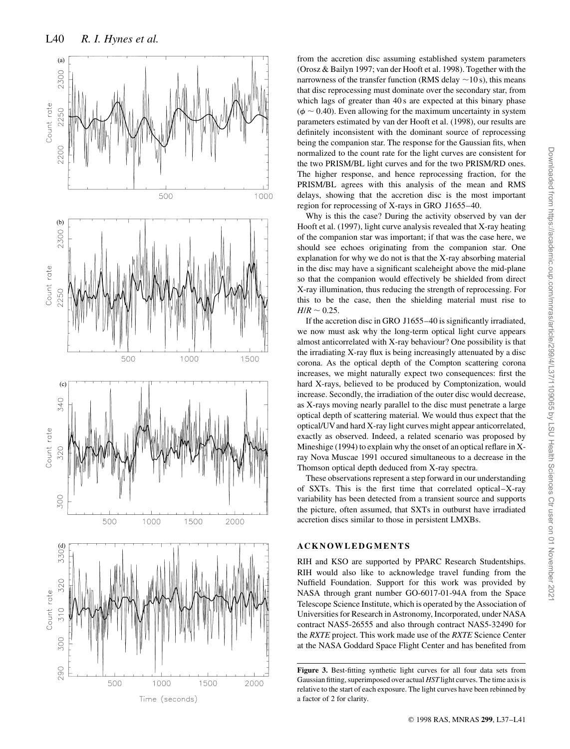from the accretion disc assuming established system parameters (Orosz & Bailyn 1997; van der Hooft et al. 1998). Together with the narrowness of the transfer function (RMS delay $\sim$10 s), this means that disc reprocessing must dominate over the secondary star, from which lags of greater than 40 s are expected at this binary phase ($\phi \sim 0.40$). Even allowing for the maximum uncertainty in system parameters estimated by van der Hooft et al. (1998), our results are definitely inconsistent with the dominant source of reprocessing being the companion star. The response for the Gaussian fits, when normalized to the count rate for the light curves are consistent for the two PRISM/BL light curves and for the two PRISM/RD ones. The higher response, and hence reprocessing fraction, for the PRISM/BL agrees with this analysis of the mean and RMS delays, showing that the accretion disc is the most important region for reprocessing of X-rays in GRO J1655–40.

Why is this the case? During the activity observed by van der Hooft et al. (1997), light curve analysis revealed that X-ray heating of the companion star was important; if that was the case here, we should see echoes originating from the companion star. One explanation for why we do not is that the X-ray absorbing material in the disc may have a significant scaleheight above the mid-plane so that the companion would effectively be shielded from direct X-ray illumination, thus reducing the strength of reprocessing. For this to be the case, then the shielding material must rise to $H/R \sim 0.25$.

If the accretion disc in GRO J1655–40 is significantly irradiated, we now must ask why the long-term optical light curve appears almost anticorrelated with X-ray behaviour? One possibility is that the irradiating X-ray flux is being increasingly attenuated by a disc corona. As the optical depth of the Compton scattering corona increases, we might naturally expect two consequences: first the hard X-rays, believed to be produced by Comptonization, would increase. Secondly, the irradiation of the outer disc would decrease, as X-rays moving nearly parallel to the disc must penetrate a large optical depth of scattering material. We would thus expect that the optical/UV and hard X-ray light curves might appear anticorrelated, exactly as observed. Indeed, a related scenario was proposed by Mineshige (1994) to explain why the onset of an optical reflare in X-ray Nova Muscae 1991 occured simultaneous to a decrease in the Thomson optical depth deduced from X-ray spectra.

These observations represent a step forward in our understanding of SXTs. This is the first time that correlated optical–X-ray variability has been detected from a transient source and supports the picture, often assumed, that SXTs in outburst have irradiated accretion discs similar to those in persistent LMXBs.

## ACKNOWLEDGMENTS

RIH and KSO are supported by PPARC Research Studentships. RIH would also like to acknowledge travel funding from the Nuffield Foundation. Support for this work was provided by NASA through grant number GO-6017-01-94A from the Space Telescope Science Institute, which is operated by the Association of Universities for Research in Astronomy, Incorporated, under NASA contract NAS5-26555 and also through contract NAS5-32490 for the *RXTE* project. This work made use of the *RXTE* Science Center at the NASA Goddard Space Flight Center and has benefited from

**Figure 3.** Best-fitting synthetic light curves for all four data sets from Gaussian fitting, superimposed over actual *HST* light curves. The time axis is relative to the start of each exposure. The light curves have been rebinned by a factor of 2 for clarity.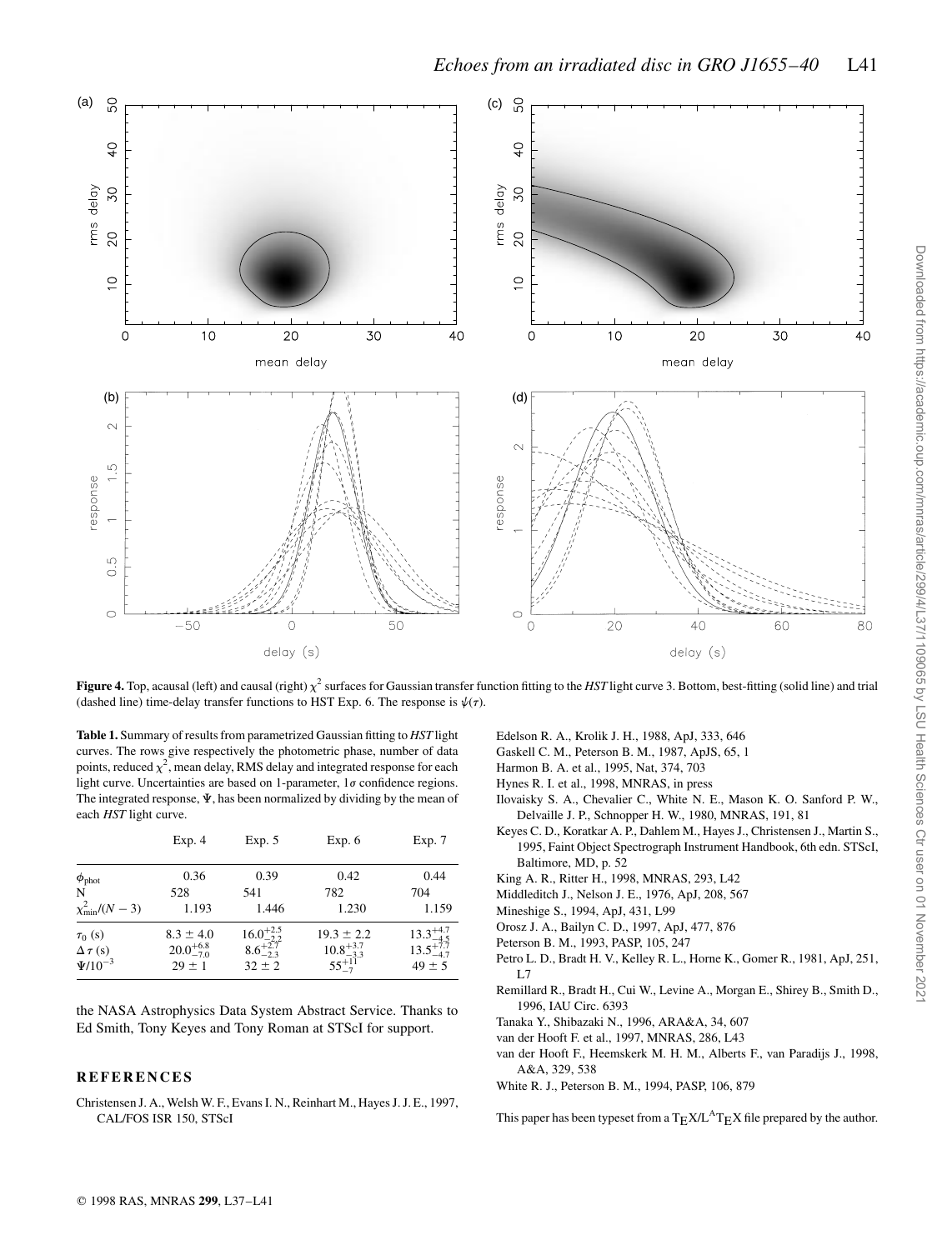(a)

rms delay

mean delay

0 10 20 30 40

10 20 30 40 50

(c)

rms delay

mean delay

0 10 20 30 40

10 20 30 40 50

(b)

response

delay (s)

−50 0 50

0 0.5 1 1.5 2

(d)

response

delay (s)

0 20 40 60 80

0 1 2

**Figure 4.** Top, acausal (left) and causal (right) $\chi^2$ surfaces for Gaussian transfer function fitting to the *HST* light curve 3. Bottom, best-fitting (solid line) and trial (dashed line) time-delay transfer functions to HST Exp. 6. The response is $\psi(\tau)$.

**Table 1.** Summary of results from parametrized Gaussian fitting to *HST* light curves. The rows give respectively the photometric phase, number of data points, reduced $\chi^2$, mean delay, RMS delay and integrated response for each light curve. Uncertainties are based on 1-parameter, $1\sigma$ confidence regions. The integrated response, $\Psi$, has been normalized by dividing by the mean of each *HST* light curve.

| | Exp. 4 | Exp. 5 | Exp. 6 | Exp. 7 |
|---|---|---|---|---|
| $\phi_{\rm phot}$ | 0.36 | 0.39 | 0.42 | 0.44 |
| N | 528 | 541 | 782 | 704 |
| $\chi^2_{\rm min}/(N-3)$ | 1.193 | 1.446 | 1.230 | 1.159 |
| $\tau_0$ (s) | $8.3 \pm 4.0$ | $16.0^{+2.5}_{-2.2}$ | $19.3 \pm 2.2$ | $13.3^{+4.7}_{-4.5}$ |
| $\Delta\tau$ (s) | $20.0^{+6.8}_{-7.0}$ | $8.6^{+2.7}_{-2.3}$ | $10.8^{+3.7}_{-3.3}$ | $13.5^{+7.7}_{-4.7}$ |
| $\Psi/10^{-3}$ | $29 \pm 1$ | $32 \pm 2$ | $55^{+11}_{-7}$ | $49 \pm 5$ |

the NASA Astrophysics Data System Abstract Service. Thanks to Ed Smith, Tony Keyes and Tony Roman at STScI for support.

## REFERENCES

Christensen J. A., Welsh W. F., Evans I. N., Reinhart M., Hayes J. J. E., 1997, CAL/FOS ISR 150, STScI

Edelson R. A., Krolik J. H., 1988, ApJ, 333, 646

Gaskell C. M., Peterson B. M., 1987, ApJS, 65, 1

Harmon B. A. et al., 1995, Nat, 374, 703

Hynes R. I. et al., 1998, MNRAS, in press

Ilovaisky S. A., Chevalier C., White N. E., Mason K. O. Sanford P. W., Delvaille J. P., Schnopper H. W., 1980, MNRAS, 191, 81

Keyes C. D., Koratkar A. P., Dahlem M., Hayes J., Christensen J., Martin S., 1995, Faint Object Spectrograph Instrument Handbook, 6th edn. STScI, Baltimore, MD, p. 52

King A. R., Ritter H., 1998, MNRAS, 293, L42

Middleditch J., Nelson J. E., 1976, ApJ, 208, 567

Mineshige S., 1994, ApJ, 431, L99

Orosz J. A., Bailyn C. D., 1997, ApJ, 477, 876

Peterson B. M., 1993, PASP, 105, 247

Petro L. D., Bradt H. V., Kelley R. L., Horne K., Gomer R., 1981, ApJ, 251, L7

Remillard R., Bradt H., Cui W., Levine A., Morgan E., Shirey B., Smith D., 1996, IAU Circ. 6393

Tanaka Y., Shibazaki N., 1996, ARA&A, 34, 607

van der Hooft F. et al., 1997, MNRAS, 286, L43

van der Hooft F., Heemskerk M. H. M., Alberts F., van Paradijs J., 1998, A&A, 329, 538

White R. J., Peterson B. M., 1994, PASP, 106, 879

This paper has been typeset from a TEX/LATEX file prepared by the author.